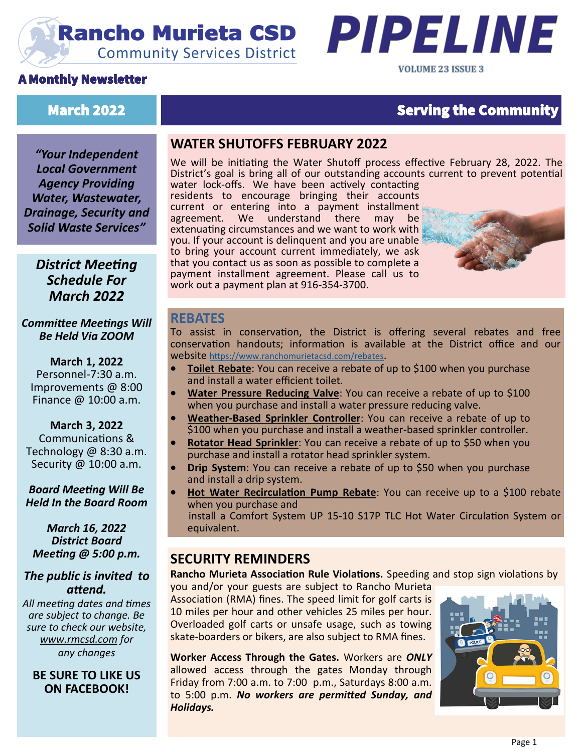# Rancho Murieta CSD

Community Services District

# PIPELINE

**A Monthly Newsletter**

**March 2022**

**Serving the Community**

***"Your Independent Local Government Agency Providing Water, Wastewater, Drainage, Security and Solid Waste Services"***

## *District Meeting Schedule For March 2022*

***Committee Meetings Will Be Held Via ZOOM***

**March 1, 2022**
Personnel-7:30 a.m.
Improvements @ 8:00
Finance @ 10:00 a.m.

**March 3, 2022**
Communications & Technology @ 8:30 a.m.
Security @ 10:00 a.m.

***Board Meeting Will Be Held In the Board Room***

***March 16, 2022 District Board Meeting @ 5:00 p.m.***

***The public is invited to attend.***

*All meeting dates and times are subject to change. Be sure to check our website, www.rmcsd.com for any changes*

**BE SURE TO LIKE US ON FACEBOOK!**

## WATER SHUTOFFS FEBRUARY 2022

We will be initiating the Water Shutoff process effective February 28, 2022. The District's goal is bring all of our outstanding accounts current to prevent potential water lock-offs. We have been actively contacting residents to encourage bringing their accounts current or entering into a payment installment agreement. We understand there may be extenuating circumstances and we want to work with you. If your account is delinquent and you are unable to bring your account current immediately, we ask that you contact us as soon as possible to complete a payment installment agreement. Please call us to work out a payment plan at 916-354-3700.

## REBATES

To assist in conservation, the District is offering several rebates and free conservation handouts; information is available at the District office and our website https://www.ranchomurietacsd.com/rebates.

- **Toilet Rebate**: You can receive a rebate of up to $100 when you purchase and install a water efficient toilet.
- **Water Pressure Reducing Valve**: You can receive a rebate of up to $100 when you purchase and install a water pressure reducing valve.
- **Weather-Based Sprinkler Controller**: You can receive a rebate of up to $100 when you purchase and install a weather-based sprinkler controller.
- **Rotator Head Sprinkler**: You can receive a rebate of up to $50 when you purchase and install a rotator head sprinkler system.
- **Drip System**: You can receive a rebate of up to $50 when you purchase and install a drip system.
- **Hot Water Recirculation Pump Rebate**: You can receive up to a $100 rebate when you purchase and install a Comfort System UP 15-10 S17P TLC Hot Water Circulation System or equivalent.

## SECURITY REMINDERS

**Rancho Murieta Association Rule Violations.** Speeding and stop sign violations by you and/or your guests are subject to Rancho Murieta Association (RMA) fines. The speed limit for golf carts is 10 miles per hour and other vehicles 25 miles per hour. Overloaded golf carts or unsafe usage, such as towing skate-boarders or bikers, are also subject to RMA fines.

**Worker Access Through the Gates.** Workers are ***ONLY*** allowed access through the gates Monday through Friday from 7:00 a.m. to 7:00 p.m., Saturdays 8:00 a.m. to 5:00 p.m. ***No workers are permitted Sunday, and Holidays.***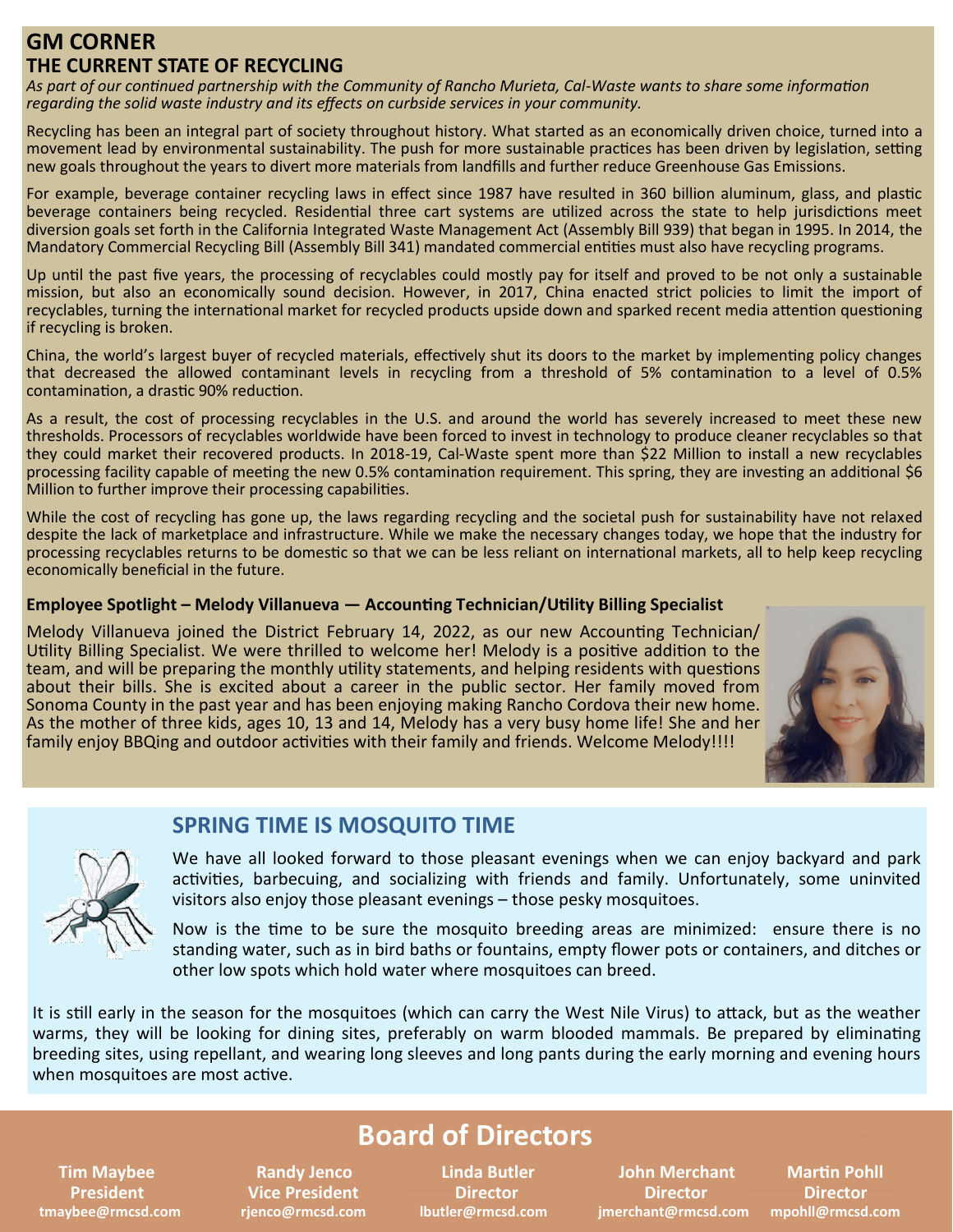## GM CORNER

### THE CURRENT STATE OF RECYCLING

*As part of our continued partnership with the Community of Rancho Murieta, Cal-Waste wants to share some information regarding the solid waste industry and its effects on curbside services in your community.*

Recycling has been an integral part of society throughout history. What started as an economically driven choice, turned into a movement lead by environmental sustainability. The push for more sustainable practices has been driven by legislation, setting new goals throughout the years to divert more materials from landfills and further reduce Greenhouse Gas Emissions.

For example, beverage container recycling laws in effect since 1987 have resulted in 360 billion aluminum, glass, and plastic beverage containers being recycled. Residential three cart systems are utilized across the state to help jurisdictions meet diversion goals set forth in the California Integrated Waste Management Act (Assembly Bill 939) that began in 1995. In 2014, the Mandatory Commercial Recycling Bill (Assembly Bill 341) mandated commercial entities must also have recycling programs.

Up until the past five years, the processing of recyclables could mostly pay for itself and proved to be not only a sustainable mission, but also an economically sound decision. However, in 2017, China enacted strict policies to limit the import of recyclables, turning the international market for recycled products upside down and sparked recent media attention questioning if recycling is broken.

China, the world's largest buyer of recycled materials, effectively shut its doors to the market by implementing policy changes that decreased the allowed contaminant levels in recycling from a threshold of 5% contamination to a level of 0.5% contamination, a drastic 90% reduction.

As a result, the cost of processing recyclables in the U.S. and around the world has severely increased to meet these new thresholds. Processors of recyclables worldwide have been forced to invest in technology to produce cleaner recyclables so that they could market their recovered products. In 2018-19, Cal-Waste spent more than $22 Million to install a new recyclables processing facility capable of meeting the new 0.5% contamination requirement. This spring, they are investing an additional $6 Million to further improve their processing capabilities.

While the cost of recycling has gone up, the laws regarding recycling and the societal push for sustainability have not relaxed despite the lack of marketplace and infrastructure. While we make the necessary changes today, we hope that the industry for processing recyclables returns to be domestic so that we can be less reliant on international markets, all to help keep recycling economically beneficial in the future.

**Employee Spotlight – Melody Villanueva — Accounting Technician/Utility Billing Specialist**

Melody Villanueva joined the District February 14, 2022, as our new Accounting Technician/ Utility Billing Specialist. We were thrilled to welcome her! Melody is a positive addition to the team, and will be preparing the monthly utility statements, and helping residents with questions about their bills. She is excited about a career in the public sector. Her family moved from Sonoma County in the past year and has been enjoying making Rancho Cordova their new home. As the mother of three kids, ages 10, 13 and 14, Melody has a very busy home life! She and her family enjoy BBQing and outdoor activities with their family and friends. Welcome Melody!!!!

## SPRING TIME IS MOSQUITO TIME

We have all looked forward to those pleasant evenings when we can enjoy backyard and park activities, barbecuing, and socializing with friends and family. Unfortunately, some uninvited visitors also enjoy those pleasant evenings – those pesky mosquitoes.

Now is the time to be sure the mosquito breeding areas are minimized: ensure there is no standing water, such as in bird baths or fountains, empty flower pots or containers, and ditches or other low spots which hold water where mosquitoes can breed.

It is still early in the season for the mosquitoes (which can carry the West Nile Virus) to attack, but as the weather warms, they will be looking for dining sites, preferably on warm blooded mammals. Be prepared by eliminating breeding sites, using repellant, and wearing long sleeves and long pants during the early morning and evening hours when mosquitoes are most active.

## Board of Directors

| Tim Maybee | Randy Jenco | Linda Butler | John Merchant | Martin Pohll |
|---|---|---|---|---|
| President | Vice President | Director | Director | Director |
| tmaybee@rmcsd.com | rjenco@rmcsd.com | lbutler@rmcsd.com | jmerchant@rmcsd.com | mpohll@rmcsd.com |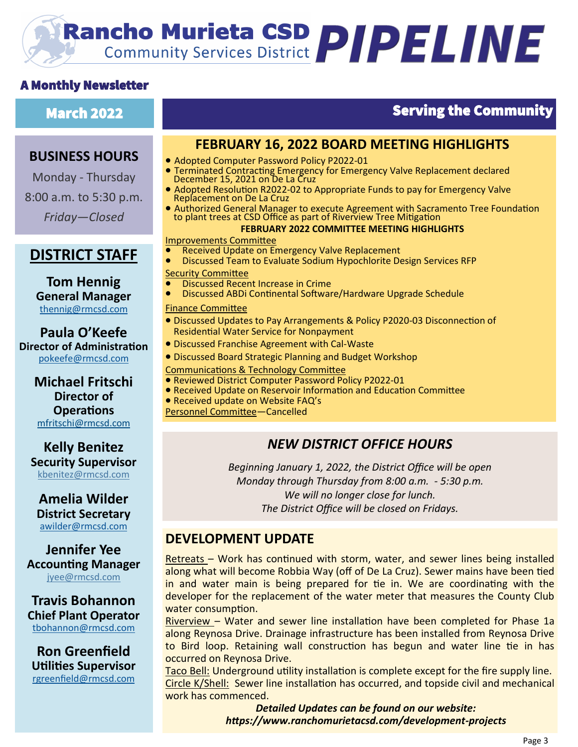# Rancho Murieta CSD PIPELINE

Community Services District

**A Monthly Newsletter**

**March 2022**

**Serving the Community**

## BUSINESS HOURS

Monday - Thursday

8:00 a.m. to 5:30 p.m.

*Friday—Closed*

## DISTRICT STAFF

**Tom Hennig**
**General Manager**
thennig@rmcsd.com

**Paula O'Keefe**
**Director of Administration**
pokeefe@rmcsd.com

**Michael Fritschi**
**Director of Operations**
mfritschi@rmcsd.com

**Kelly Benitez**
**Security Supervisor**
kbenitez@rmcsd.com

**Amelia Wilder**
**District Secretary**
awilder@rmcsd.com

**Jennifer Yee**
**Accounting Manager**
jyee@rmcsd.com

**Travis Bohannon**
**Chief Plant Operator**
tbohannon@rmcsd.com

**Ron Greenfield**
**Utilities Supervisor**
rgreenfield@rmcsd.com

## FEBRUARY 16, 2022 BOARD MEETING HIGHLIGHTS

- Adopted Computer Password Policy P2022-01
- Terminated Contracting Emergency for Emergency Valve Replacement declared December 15, 2021 on De La Cruz
- Adopted Resolution R2022-02 to Appropriate Funds to pay for Emergency Valve Replacement on De La Cruz
- Authorized General Manager to execute Agreement with Sacramento Tree Foundation to plant trees at CSD Office as part of Riverview Tree Mitigation

**FEBRUARY 2022 COMMITTEE MEETING HIGHLIGHTS**

Improvements Committee
- Received Update on Emergency Valve Replacement
- Discussed Team to Evaluate Sodium Hypochlorite Design Services RFP

Security Committee
- Discussed Recent Increase in Crime
- Discussed ABDi Continental Software/Hardware Upgrade Schedule

Finance Committee
- Discussed Updates to Pay Arrangements & Policy P2020-03 Disconnection of Residential Water Service for Nonpayment
- Discussed Franchise Agreement with Cal-Waste
- Discussed Board Strategic Planning and Budget Workshop

Communications & Technology Committee
- Reviewed District Computer Password Policy P2022-01
- Received Update on Reservoir Information and Education Committee
- Received update on Website FAQ's

Personnel Committee—Cancelled

## *NEW DISTRICT OFFICE HOURS*

*Beginning January 1, 2022, the District Office will be open Monday through Thursday from 8:00 a.m. - 5:30 p.m. We will no longer close for lunch. The District Office will be closed on Fridays.*

## DEVELOPMENT UPDATE

Retreats – Work has continued with storm, water, and sewer lines being installed along what will become Robbia Way (off of De La Cruz). Sewer mains have been tied in and water main is being prepared for tie in. We are coordinating with the developer for the replacement of the water meter that measures the County Club water consumption.

Riverview – Water and sewer line installation have been completed for Phase 1a along Reynosa Drive. Drainage infrastructure has been installed from Reynosa Drive to Bird loop. Retaining wall construction has begun and water line tie in has occurred on Reynosa Drive.

Taco Bell: Underground utility installation is complete except for the fire supply line.

Circle K/Shell: Sewer line installation has occurred, and topside civil and mechanical work has commenced.

***Detailed Updates can be found on our website: https://www.ranchomurietacsd.com/development-projects***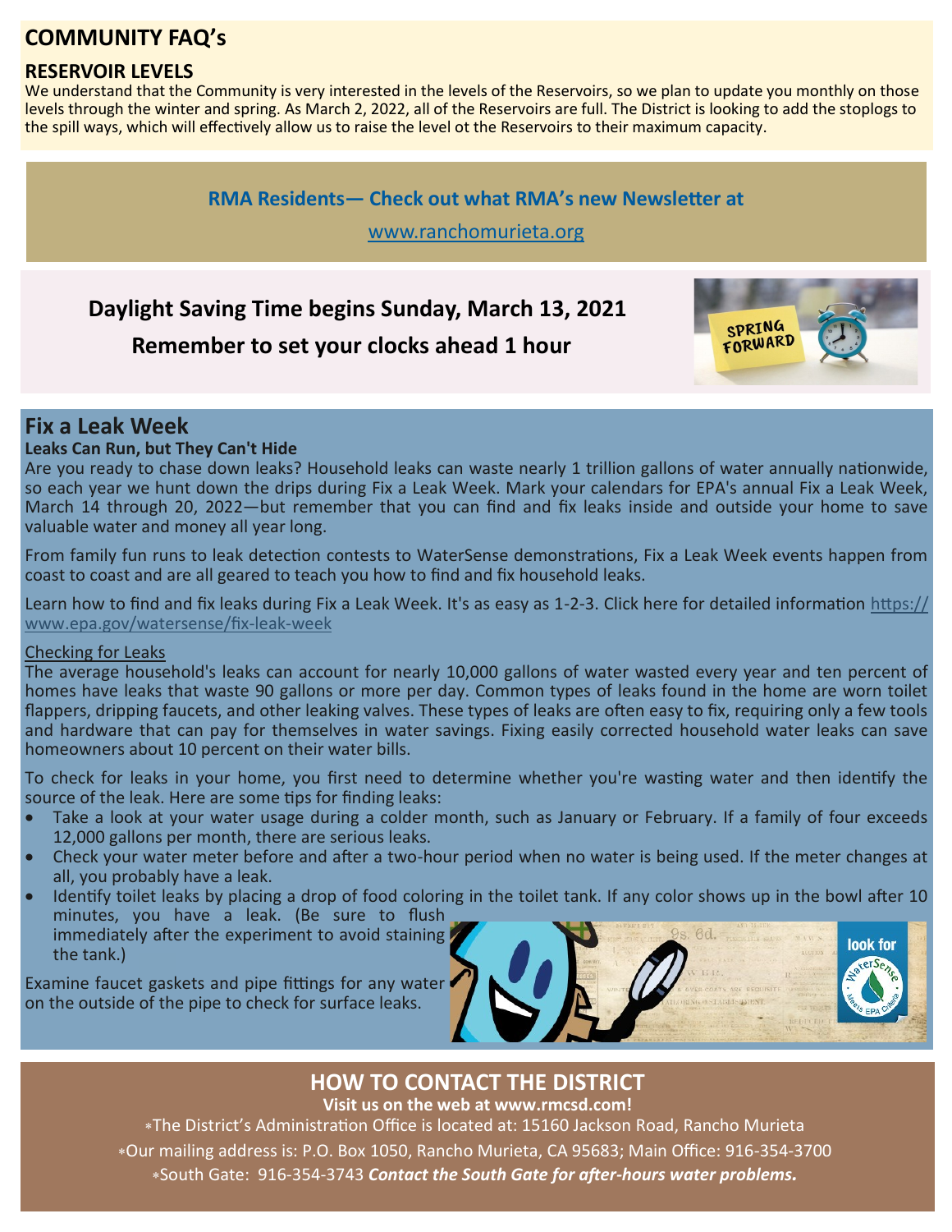## COMMUNITY FAQ's

### RESERVOIR LEVELS

We understand that the Community is very interested in the levels of the Reservoirs, so we plan to update you monthly on those levels through the winter and spring. As March 2, 2022, all of the Reservoirs are full. The District is looking to add the stoplogs to the spill ways, which will effectively allow us to raise the level ot the Reservoirs to their maximum capacity.

**RMA Residents— Check out what RMA's new Newsletter at**

www.ranchomurieta.org

**Daylight Saving Time begins Sunday, March 13, 2021**

**Remember to set your clocks ahead 1 hour**

## Fix a Leak Week

**Leaks Can Run, but They Can't Hide**

Are you ready to chase down leaks? Household leaks can waste nearly 1 trillion gallons of water annually nationwide, so each year we hunt down the drips during Fix a Leak Week. Mark your calendars for EPA's annual Fix a Leak Week, March 14 through 20, 2022—but remember that you can find and fix leaks inside and outside your home to save valuable water and money all year long.

From family fun runs to leak detection contests to WaterSense demonstrations, Fix a Leak Week events happen from coast to coast and are all geared to teach you how to find and fix household leaks.

Learn how to find and fix leaks during Fix a Leak Week. It's as easy as 1-2-3. Click here for detailed information https://www.epa.gov/watersense/fix-leak-week

Checking for Leaks

The average household's leaks can account for nearly 10,000 gallons of water wasted every year and ten percent of homes have leaks that waste 90 gallons or more per day. Common types of leaks found in the home are worn toilet flappers, dripping faucets, and other leaking valves. These types of leaks are often easy to fix, requiring only a few tools and hardware that can pay for themselves in water savings. Fixing easily corrected household water leaks can save homeowners about 10 percent on their water bills.

To check for leaks in your home, you first need to determine whether you're wasting water and then identify the source of the leak. Here are some tips for finding leaks:

- Take a look at your water usage during a colder month, such as January or February. If a family of four exceeds 12,000 gallons per month, there are serious leaks.
- Check your water meter before and after a two-hour period when no water is being used. If the meter changes at all, you probably have a leak.
- Identify toilet leaks by placing a drop of food coloring in the toilet tank. If any color shows up in the bowl after 10 minutes, you have a leak. (Be sure to flush immediately after the experiment to avoid staining the tank.)

Examine faucet gaskets and pipe fittings for any water on the outside of the pipe to check for surface leaks.

## HOW TO CONTACT THE DISTRICT

**Visit us on the web at www.rmcsd.com!**

- The District's Administration Office is located at: 15160 Jackson Road, Rancho Murieta
- Our mailing address is: P.O. Box 1050, Rancho Murieta, CA 95683; Main Office: 916-354-3700
- South Gate: 916-354-3743 ***Contact the South Gate for after-hours water problems.***